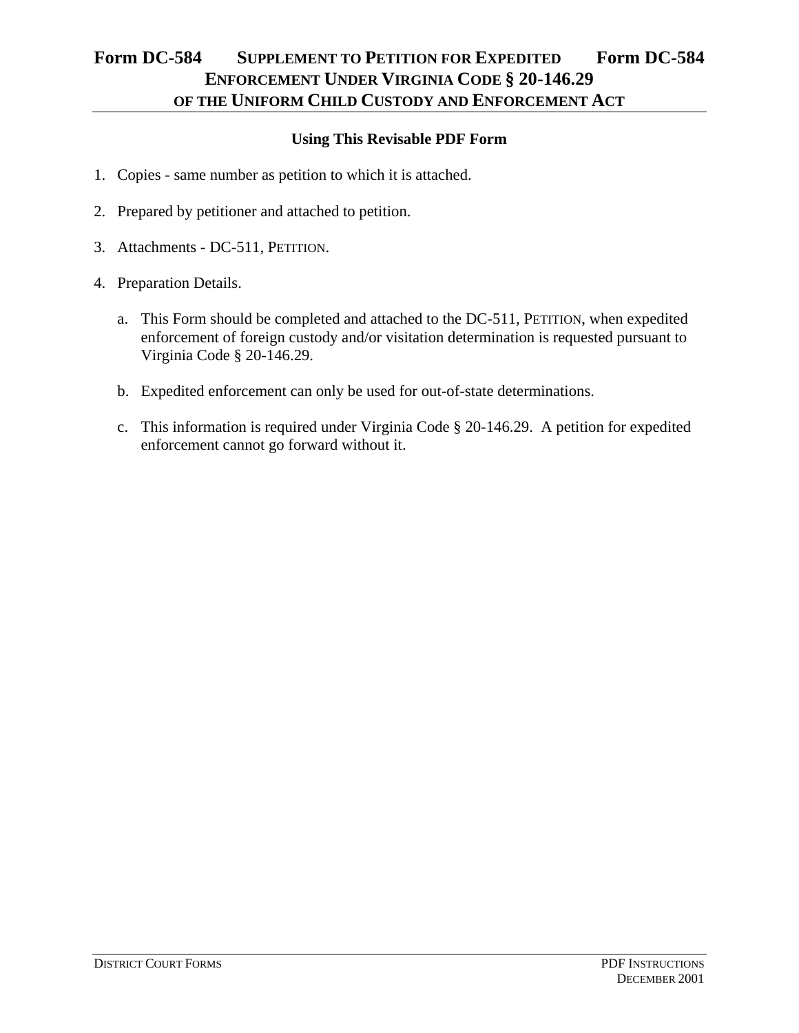# Form DC-584 SUPPLEMENT TO PETITION FOR EXPEDITED ENFORCEMENT UNDER VIRGINIA CODE § 20-146.29 OF THE UNIFORM CHILD CUSTODY AND ENFORCEMENT ACT Form DC-584

## Using This Revisable PDF Form

1. Copies - same number as petition to which it is attached.

2. Prepared by petitioner and attached to petition.

3. Attachments - DC-511, PETITION.

4. Preparation Details.

   a. This Form should be completed and attached to the DC-511, PETITION, when expedited enforcement of foreign custody and/or visitation determination is requested pursuant to Virginia Code § 20-146.29.

   b. Expedited enforcement can only be used for out-of-state determinations.

   c. This information is required under Virginia Code § 20-146.29. A petition for expedited enforcement cannot go forward without it.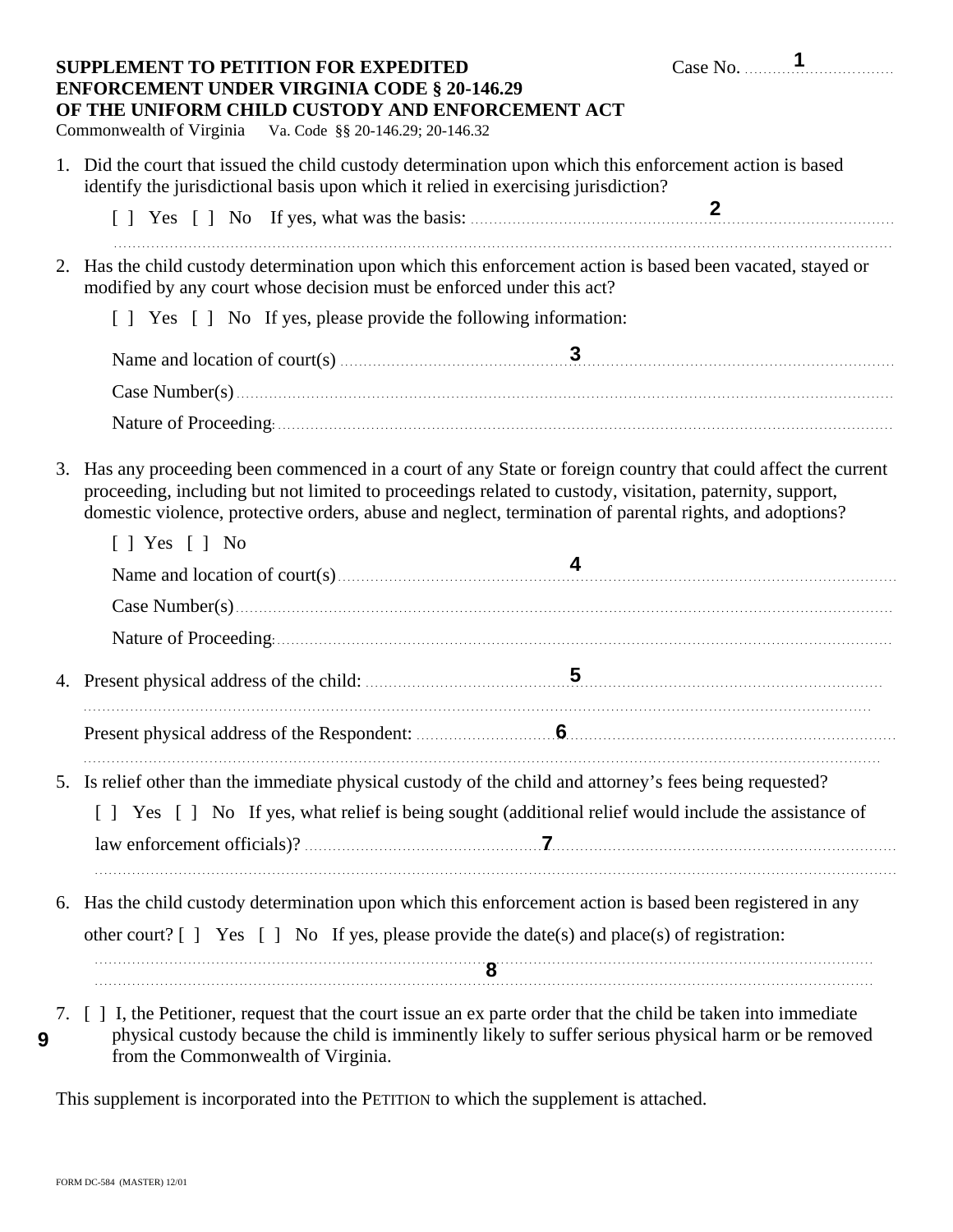**SUPPLEMENT TO PETITION FOR EXPEDITED ENFORCEMENT UNDER VIRGINIA CODE § 20-146.29 OF THE UNIFORM CHILD CUSTODY AND ENFORCEMENT ACT**

Case No. ................................ 1

Commonwealth of Virginia    Va. Code §§ 20-146.29; 20-146.32

1. Did the court that issued the child custody determination upon which this enforcement action is based identify the jurisdictional basis upon which it relied in exercising jurisdiction?

   [ ] Yes [ ] No If yes, what was the basis: .................................................. 2
   ..................................................................................................

2. Has the child custody determination upon which this enforcement action is based been vacated, stayed or modified by any court whose decision must be enforced under this act?

   [ ] Yes [ ] No If yes, please provide the following information:

   Name and location of court(s) ................................ 3 ................................

   Case Number(s) ..................................................................................

   Nature of Proceeding ...........................................................................

3. Has any proceeding been commenced in a court of any State or foreign country that could affect the current proceeding, including but not limited to proceedings related to custody, visitation, paternity, support, domestic violence, protective orders, abuse and neglect, termination of parental rights, and adoptions?

   [ ] Yes [ ] No

   Name and location of court(s) ................................ 4 ................................

   Case Number(s) ..................................................................................

   Nature of Proceeding ...........................................................................

4. Present physical address of the child: ................................ 5 ................................
   ..................................................................................................

   Present physical address of the Respondent: ................................ 6 ................................
   ..................................................................................................

5. Is relief other than the immediate physical custody of the child and attorney's fees being requested?

   [ ] Yes [ ] No If yes, what relief is being sought (additional relief would include the assistance of law enforcement officials)? ................................ 7 ................................
   ..................................................................................................

6. Has the child custody determination upon which this enforcement action is based been registered in any other court? [ ] Yes [ ] No If yes, please provide the date(s) and place(s) of registration:
   ..................................................................................................
   ................................ 8 ................................

7. [ ] I, the Petitioner, request that the court issue an ex parte order that the child be taken into immediate physical custody because the child is imminently likely to suffer serious physical harm or be removed from the Commonwealth of Virginia. 9

This supplement is incorporated into the PETITION to which the supplement is attached.

FORM DC-584 (MASTER) 12/01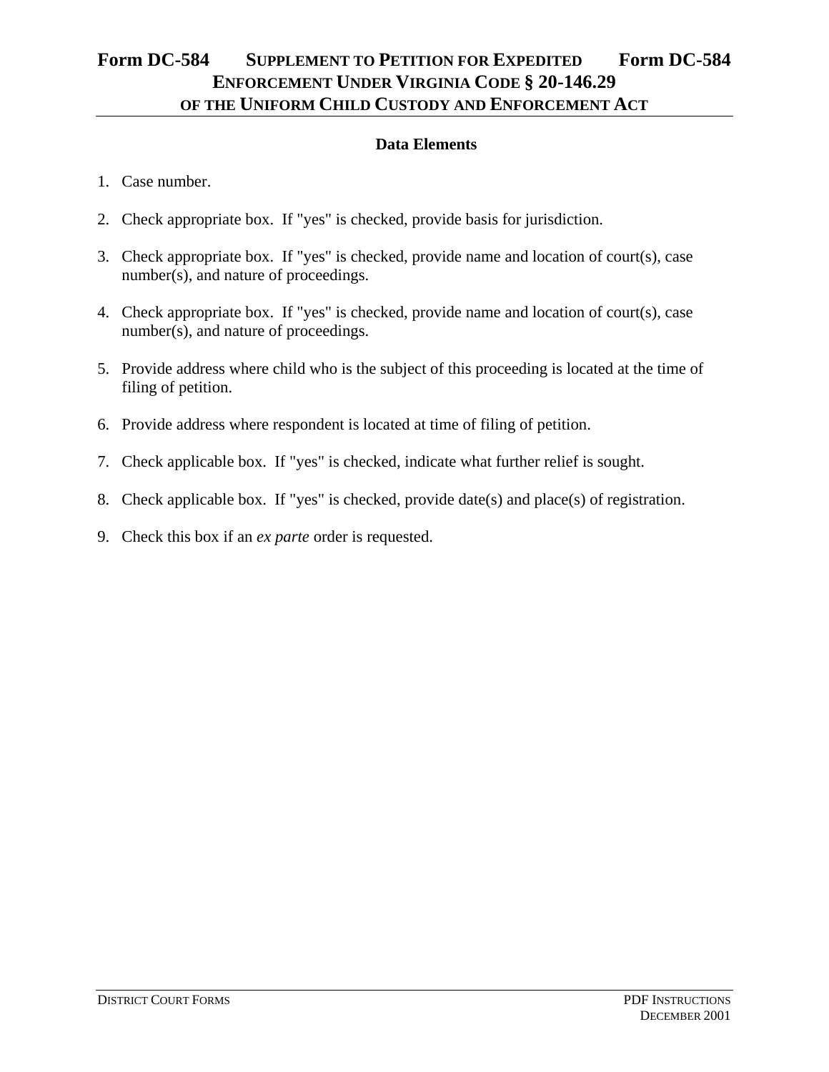# Form DC-584 SUPPLEMENT TO PETITION FOR EXPEDITED ENFORCEMENT UNDER VIRGINIA CODE § 20-146.29 OF THE UNIFORM CHILD CUSTODY AND ENFORCEMENT ACT Form DC-584

## Data Elements

1. Case number.
2. Check appropriate box. If "yes" is checked, provide basis for jurisdiction.
3. Check appropriate box. If "yes" is checked, provide name and location of court(s), case number(s), and nature of proceedings.
4. Check appropriate box. If "yes" is checked, provide name and location of court(s), case number(s), and nature of proceedings.
5. Provide address where child who is the subject of this proceeding is located at the time of filing of petition.
6. Provide address where respondent is located at time of filing of petition.
7. Check applicable box. If "yes" is checked, indicate what further relief is sought.
8. Check applicable box. If "yes" is checked, provide date(s) and place(s) of registration.
9. Check this box if an *ex parte* order is requested.